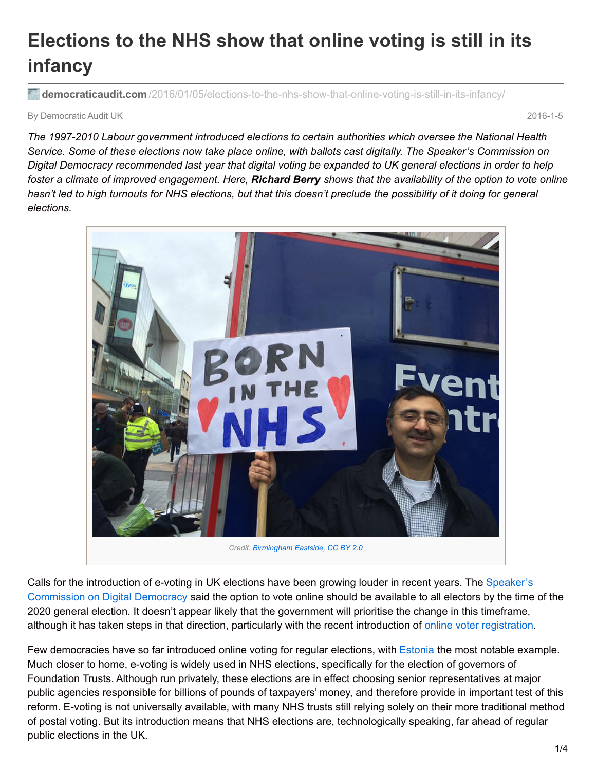# Elections to the NHS show that online voting is still in its infancy

**democraticaudit.com** /2016/01/05/elections-to-the-nhs-show-that-online-voting-is-still-in-its-infancy/

By Democratic Audit UK — 2016-1-5

*The 1997-2010 Labour government introduced elections to certain authorities which oversee the National Health Service. Some of these elections now take place online, with ballots cast digitally. The Speaker's Commission on Digital Democracy recommended last year that digital voting be expanded to UK general elections in order to help foster a climate of improved engagement. Here,* ***Richard Berry*** *shows that the availability of the option to vote online hasn't led to high turnouts for NHS elections, but that this doesn't preclude the possibility of it doing for general elections.*

*Credit: Birmingham Eastside, CC BY 2.0*

Calls for the introduction of e-voting in UK elections have been growing louder in recent years. The Speaker's Commission on Digital Democracy said the option to vote online should be available to all electors by the time of the 2020 general election. It doesn't appear likely that the government will prioritise the change in this timeframe, although it has taken steps in that direction, particularly with the recent introduction of online voter registration.

Few democracies have so far introduced online voting for regular elections, with Estonia the most notable example. Much closer to home, e-voting is widely used in NHS elections, specifically for the election of governors of Foundation Trusts. Although run privately, these elections are in effect choosing senior representatives at major public agencies responsible for billions of pounds of taxpayers' money, and therefore provide in important test of this reform. E-voting is not universally available, with many NHS trusts still relying solely on their more traditional method of postal voting. But its introduction means that NHS elections are, technologically speaking, far ahead of regular public elections in the UK.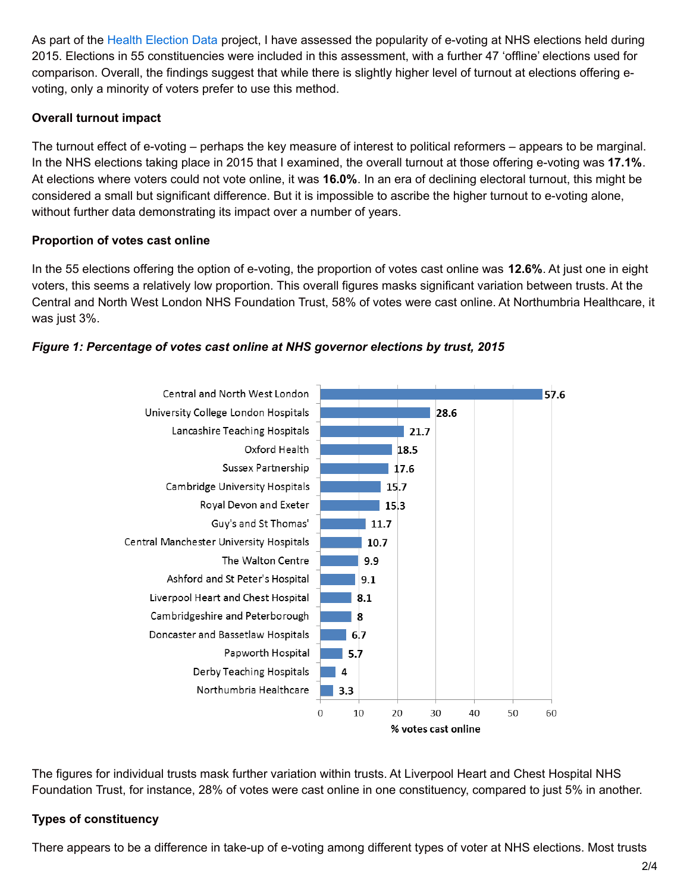As part of the Health Election Data project, I have assessed the popularity of e-voting at NHS elections held during 2015. Elections in 55 constituencies were included in this assessment, with a further 47 'offline' elections used for comparison. Overall, the findings suggest that while there is slightly higher level of turnout at elections offering e-voting, only a minority of voters prefer to use this method.

**Overall turnout impact**

The turnout effect of e-voting – perhaps the key measure of interest to political reformers – appears to be marginal. In the NHS elections taking place in 2015 that I examined, the overall turnout at those offering e-voting was **17.1%**. At elections where voters could not vote online, it was **16.0%**. In an era of declining electoral turnout, this might be considered a small but significant difference. But it is impossible to ascribe the higher turnout to e-voting alone, without further data demonstrating its impact over a number of years.

**Proportion of votes cast online**

In the 55 elections offering the option of e-voting, the proportion of votes cast online was **12.6%**. At just one in eight voters, this seems a relatively low proportion. This overall figures masks significant variation between trusts. At the Central and North West London NHS Foundation Trust, 58% of votes were cast online. At Northumbria Healthcare, it was just 3%.

***Figure 1: Percentage of votes cast online at NHS governor elections by trust, 2015***

| Trust | % votes cast online |
| --- | --- |
| Central and North West London | 57.6 |
| University College London Hospitals | 28.6 |
| Lancashire Teaching Hospitals | 21.7 |
| Oxford Health | 18.5 |
| Sussex Partnership | 17.6 |
| Cambridge University Hospitals | 15.7 |
| Royal Devon and Exeter | 15.3 |
| Guy's and St Thomas' | 11.7 |
| Central Manchester University Hospitals | 10.7 |
| The Walton Centre | 9.9 |
| Ashford and St Peter's Hospital | 9.1 |
| Liverpool Heart and Chest Hospital | 8.1 |
| Cambridgeshire and Peterborough | 8 |
| Doncaster and Bassetlaw Hospitals | 6.7 |
| Papworth Hospital | 5.7 |
| Derby Teaching Hospitals | 4 |
| Northumbria Healthcare | 3.3 |

The figures for individual trusts mask further variation within trusts. At Liverpool Heart and Chest Hospital NHS Foundation Trust, for instance, 28% of votes were cast online in one constituency, compared to just 5% in another.

**Types of constituency**

There appears to be a difference in take-up of e-voting among different types of voter at NHS elections. Most trusts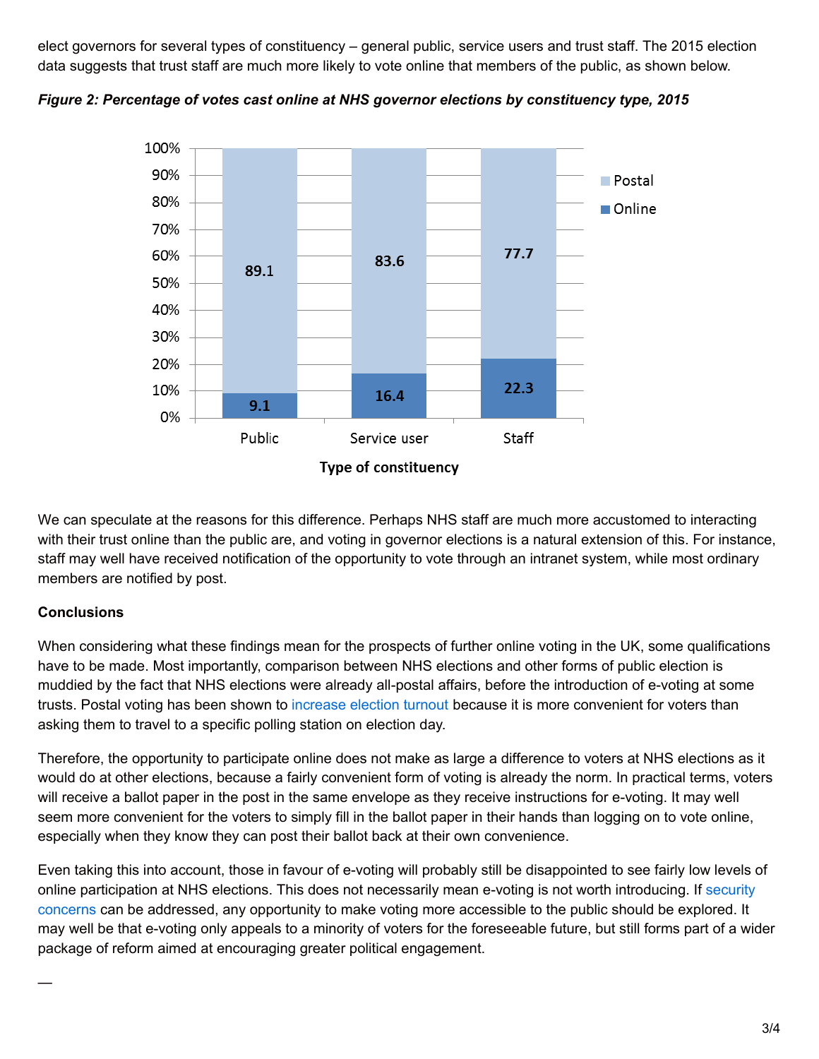elect governors for several types of constituency – general public, service users and trust staff. The 2015 election data suggests that trust staff are much more likely to vote online that members of the public, as shown below.

***Figure 2: Percentage of votes cast online at NHS governor elections by constituency type, 2015***

| Type of constituency | Online | Postal |
| --- | --- | --- |
| Public | 9.1 | 89.1 |
| Service user | 16.4 | 83.6 |
| Staff | 22.3 | 77.7 |

We can speculate at the reasons for this difference. Perhaps NHS staff are much more accustomed to interacting with their trust online than the public are, and voting in governor elections is a natural extension of this. For instance, staff may well have received notification of the opportunity to vote through an intranet system, while most ordinary members are notified by post.

**Conclusions**

When considering what these findings mean for the prospects of further online voting in the UK, some qualifications have to be made. Most importantly, comparison between NHS elections and other forms of public election is muddied by the fact that NHS elections were already all-postal affairs, before the introduction of e-voting at some trusts. Postal voting has been shown to increase election turnout because it is more convenient for voters than asking them to travel to a specific polling station on election day.

Therefore, the opportunity to participate online does not make as large a difference to voters at NHS elections as it would do at other elections, because a fairly convenient form of voting is already the norm. In practical terms, voters will receive a ballot paper in the post in the same envelope as they receive instructions for e-voting. It may well seem more convenient for the voters to simply fill in the ballot paper in their hands than logging on to vote online, especially when they know they can post their ballot back at their own convenience.

Even taking this into account, those in favour of e-voting will probably still be disappointed to see fairly low levels of online participation at NHS elections. This does not necessarily mean e-voting is not worth introducing. If security concerns can be addressed, any opportunity to make voting more accessible to the public should be explored. It may well be that e-voting only appeals to a minority of voters for the foreseeable future, but still forms part of a wider package of reform aimed at encouraging greater political engagement.

—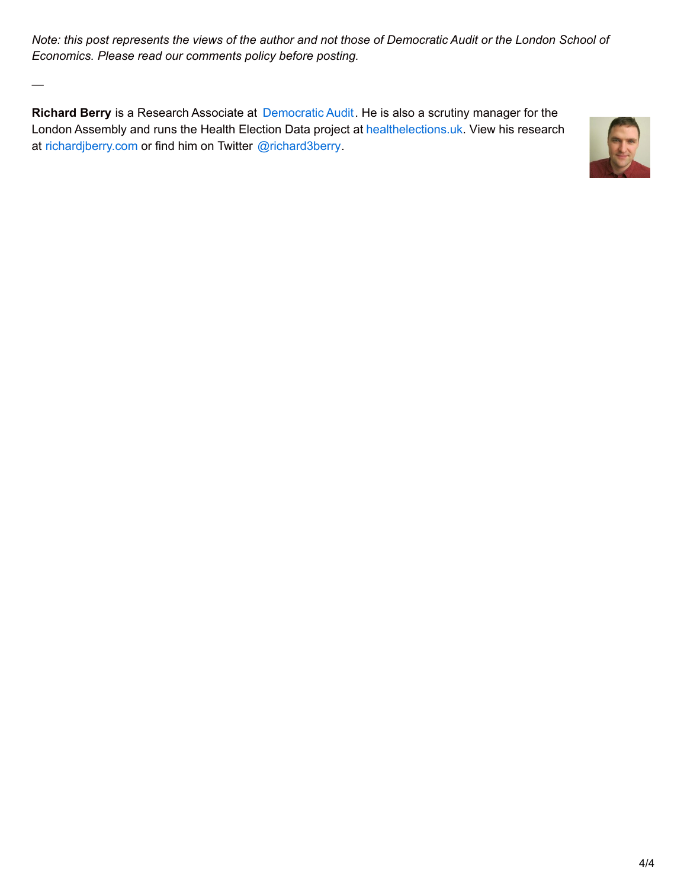*Note: this post represents the views of the author and not those of Democratic Audit or the London School of Economics. Please read our comments policy before posting.*

—

**Richard Berry** is a Research Associate at Democratic Audit. He is also a scrutiny manager for the London Assembly and runs the Health Election Data project at healthelections.uk. View his research at richardjberry.com or find him on Twitter @richard3berry.